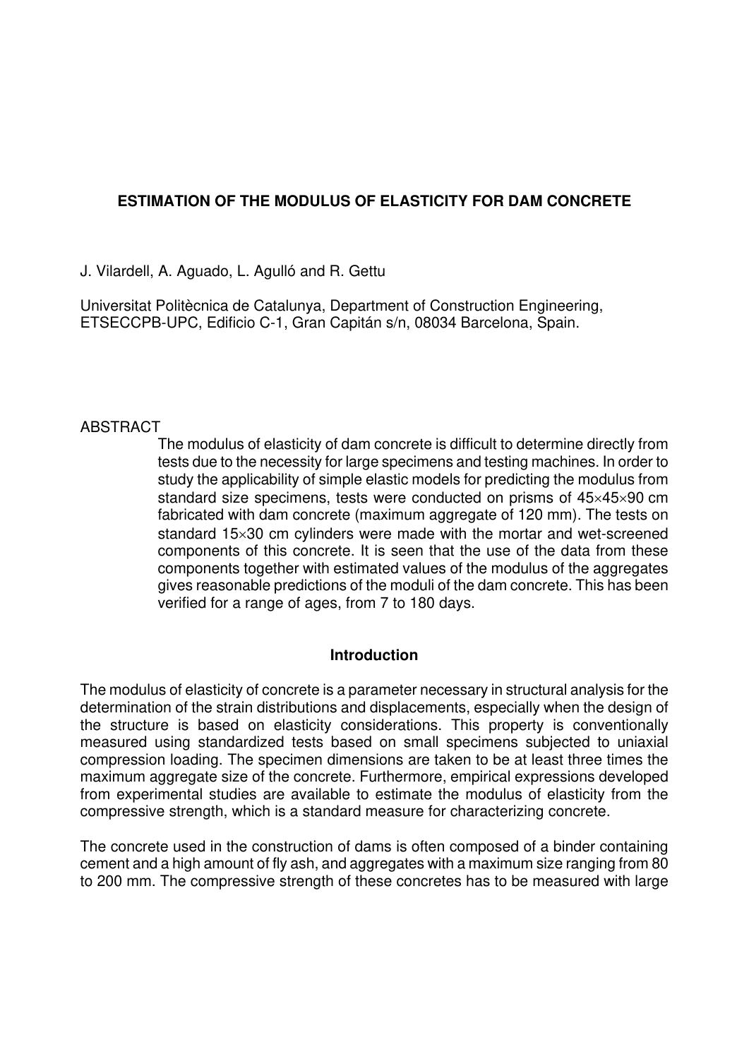# ESTIMATION OF THE MODULUS OF ELASTICITY FOR DAM CONCRETE

J. Vilardell, A. Aguado, L. Agulló and R. Gettu

Universitat Politècnica de Catalunya, Department of Construction Engineering, ETSECCPB-UPC, Edificio C-1, Gran Capitán s/n, 08034 Barcelona, Spain.

## ABSTRACT

The modulus of elasticity of dam concrete is difficult to determine directly from tests due to the necessity for large specimens and testing machines. In order to study the applicability of simple elastic models for predicting the modulus from standard size specimens, tests were conducted on prisms of 45×45×90 cm fabricated with dam concrete (maximum aggregate of 120 mm). The tests on standard 15×30 cm cylinders were made with the mortar and wet-screened components of this concrete. It is seen that the use of the data from these components together with estimated values of the modulus of the aggregates gives reasonable predictions of the moduli of the dam concrete. This has been verified for a range of ages, from 7 to 180 days.

## Introduction

The modulus of elasticity of concrete is a parameter necessary in structural analysis for the determination of the strain distributions and displacements, especially when the design of the structure is based on elasticity considerations. This property is conventionally measured using standardized tests based on small specimens subjected to uniaxial compression loading. The specimen dimensions are taken to be at least three times the maximum aggregate size of the concrete. Furthermore, empirical expressions developed from experimental studies are available to estimate the modulus of elasticity from the compressive strength, which is a standard measure for characterizing concrete.

The concrete used in the construction of dams is often composed of a binder containing cement and a high amount of fly ash, and aggregates with a maximum size ranging from 80 to 200 mm. The compressive strength of these concretes has to be measured with large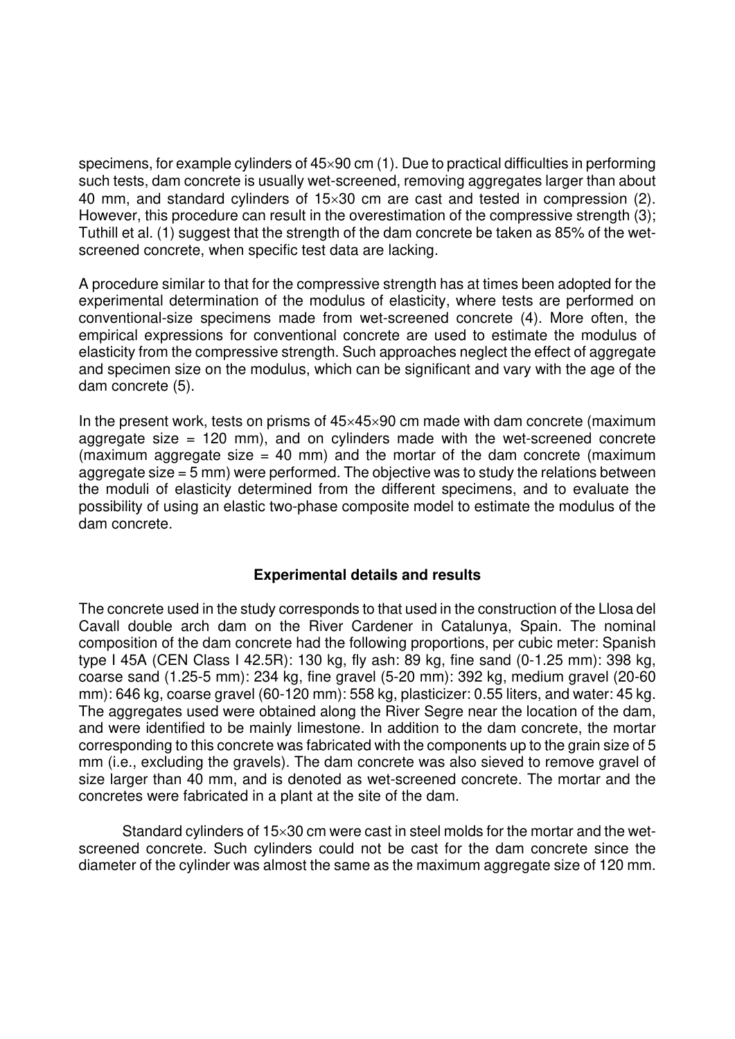specimens, for example cylinders of 45×90 cm (1). Due to practical difficulties in performing such tests, dam concrete is usually wet-screened, removing aggregates larger than about 40 mm, and standard cylinders of 15×30 cm are cast and tested in compression (2). However, this procedure can result in the overestimation of the compressive strength (3); Tuthill et al. (1) suggest that the strength of the dam concrete be taken as 85% of the wet-screened concrete, when specific test data are lacking.

A procedure similar to that for the compressive strength has at times been adopted for the experimental determination of the modulus of elasticity, where tests are performed on conventional-size specimens made from wet-screened concrete (4). More often, the empirical expressions for conventional concrete are used to estimate the modulus of elasticity from the compressive strength. Such approaches neglect the effect of aggregate and specimen size on the modulus, which can be significant and vary with the age of the dam concrete (5).

In the present work, tests on prisms of 45×45×90 cm made with dam concrete (maximum aggregate size = 120 mm), and on cylinders made with the wet-screened concrete (maximum aggregate size = 40 mm) and the mortar of the dam concrete (maximum aggregate size = 5 mm) were performed. The objective was to study the relations between the moduli of elasticity determined from the different specimens, and to evaluate the possibility of using an elastic two-phase composite model to estimate the modulus of the dam concrete.

## Experimental details and results

The concrete used in the study corresponds to that used in the construction of the Llosa del Cavall double arch dam on the River Cardener in Catalunya, Spain. The nominal composition of the dam concrete had the following proportions, per cubic meter: Spanish type I 45A (CEN Class I 42.5R): 130 kg, fly ash: 89 kg, fine sand (0-1.25 mm): 398 kg, coarse sand (1.25-5 mm): 234 kg, fine gravel (5-20 mm): 392 kg, medium gravel (20-60 mm): 646 kg, coarse gravel (60-120 mm): 558 kg, plasticizer: 0.55 liters, and water: 45 kg. The aggregates used were obtained along the River Segre near the location of the dam, and were identified to be mainly limestone. In addition to the dam concrete, the mortar corresponding to this concrete was fabricated with the components up to the grain size of 5 mm (i.e., excluding the gravels). The dam concrete was also sieved to remove gravel of size larger than 40 mm, and is denoted as wet-screened concrete. The mortar and the concretes were fabricated in a plant at the site of the dam.

Standard cylinders of 15×30 cm were cast in steel molds for the mortar and the wet-screened concrete. Such cylinders could not be cast for the dam concrete since the diameter of the cylinder was almost the same as the maximum aggregate size of 120 mm.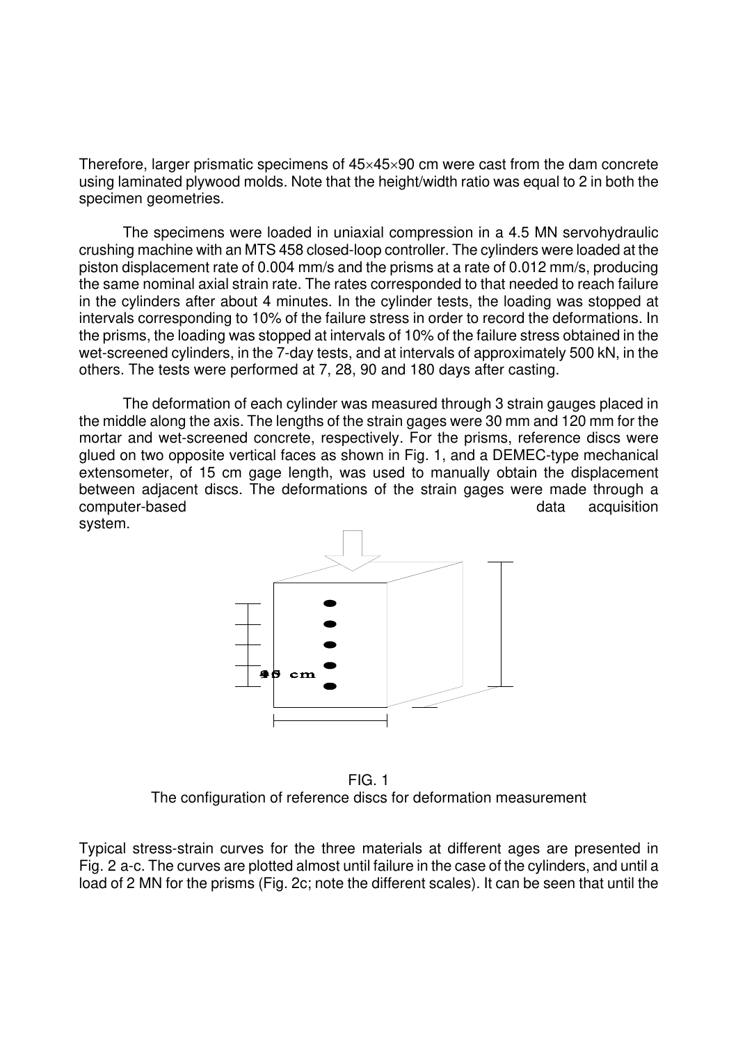Therefore, larger prismatic specimens of 45×45×90 cm were cast from the dam concrete using laminated plywood molds. Note that the height/width ratio was equal to 2 in both the specimen geometries.

The specimens were loaded in uniaxial compression in a 4.5 MN servohydraulic crushing machine with an MTS 458 closed-loop controller. The cylinders were loaded at the piston displacement rate of 0.004 mm/s and the prisms at a rate of 0.012 mm/s, producing the same nominal axial strain rate. The rates corresponded to that needed to reach failure in the cylinders after about 4 minutes. In the cylinder tests, the loading was stopped at intervals corresponding to 10% of the failure stress in order to record the deformations. In the prisms, the loading was stopped at intervals of 10% of the failure stress obtained in the wet-screened cylinders, in the 7-day tests, and at intervals of approximately 500 kN, in the others. The tests were performed at 7, 28, 90 and 180 days after casting.

The deformation of each cylinder was measured through 3 strain gauges placed in the middle along the axis. The lengths of the strain gages were 30 mm and 120 mm for the mortar and wet-screened concrete, respectively. For the prisms, reference discs were glued on two opposite vertical faces as shown in Fig. 1, and a DEMEC-type mechanical extensometer, of 15 cm gage length, was used to manually obtain the displacement between adjacent discs. The deformations of the strain gages were made through a computer-based data acquisition system.

FIG. 1
The configuration of reference discs for deformation measurement

Typical stress-strain curves for the three materials at different ages are presented in Fig. 2 a-c. The curves are plotted almost until failure in the case of the cylinders, and until a load of 2 MN for the prisms (Fig. 2c; note the different scales). It can be seen that until the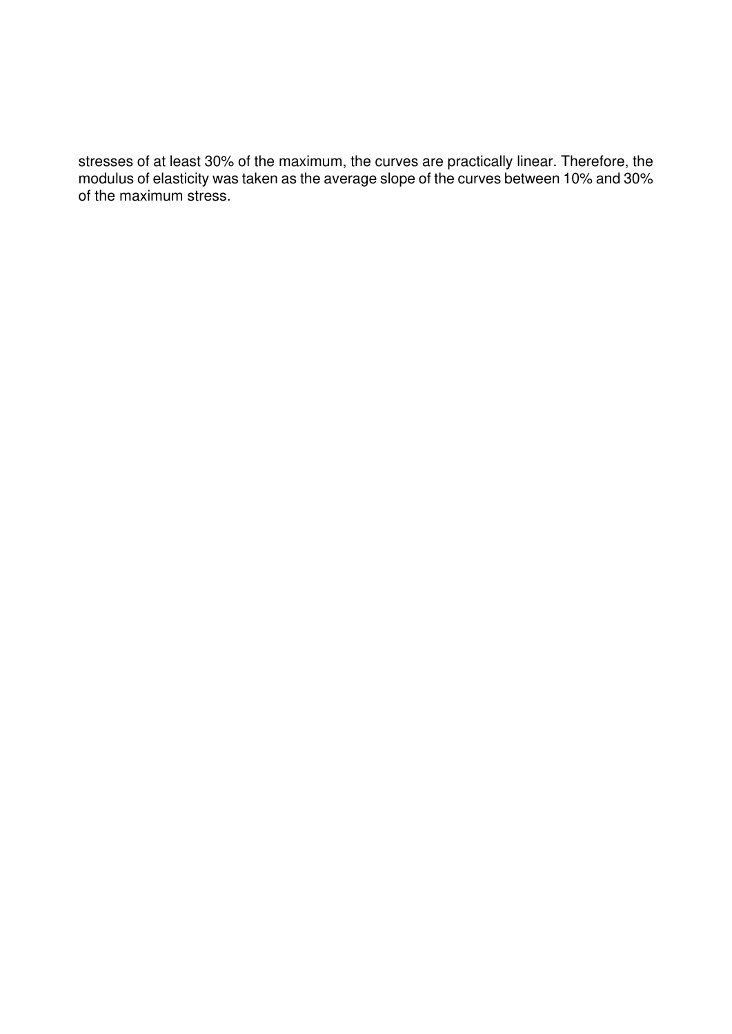stresses of at least 30% of the maximum, the curves are practically linear. Therefore, the modulus of elasticity was taken as the average slope of the curves between 10% and 30% of the maximum stress.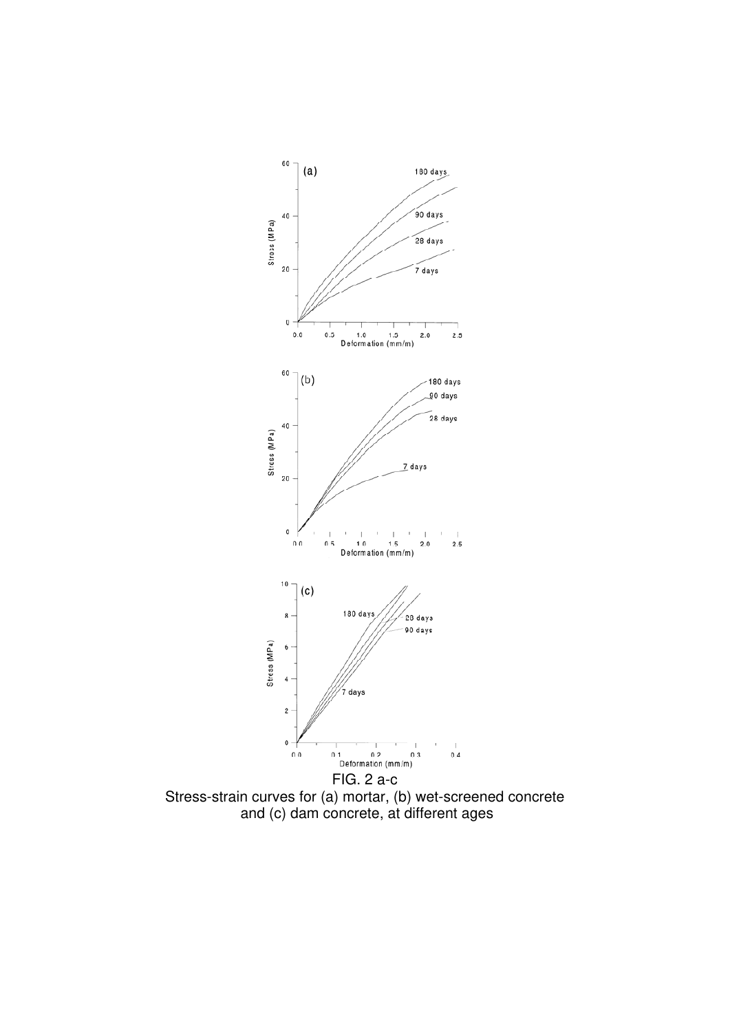FIG. 2 a-c
Stress-strain curves for (a) mortar, (b) wet-screened concrete and (c) dam concrete, at different ages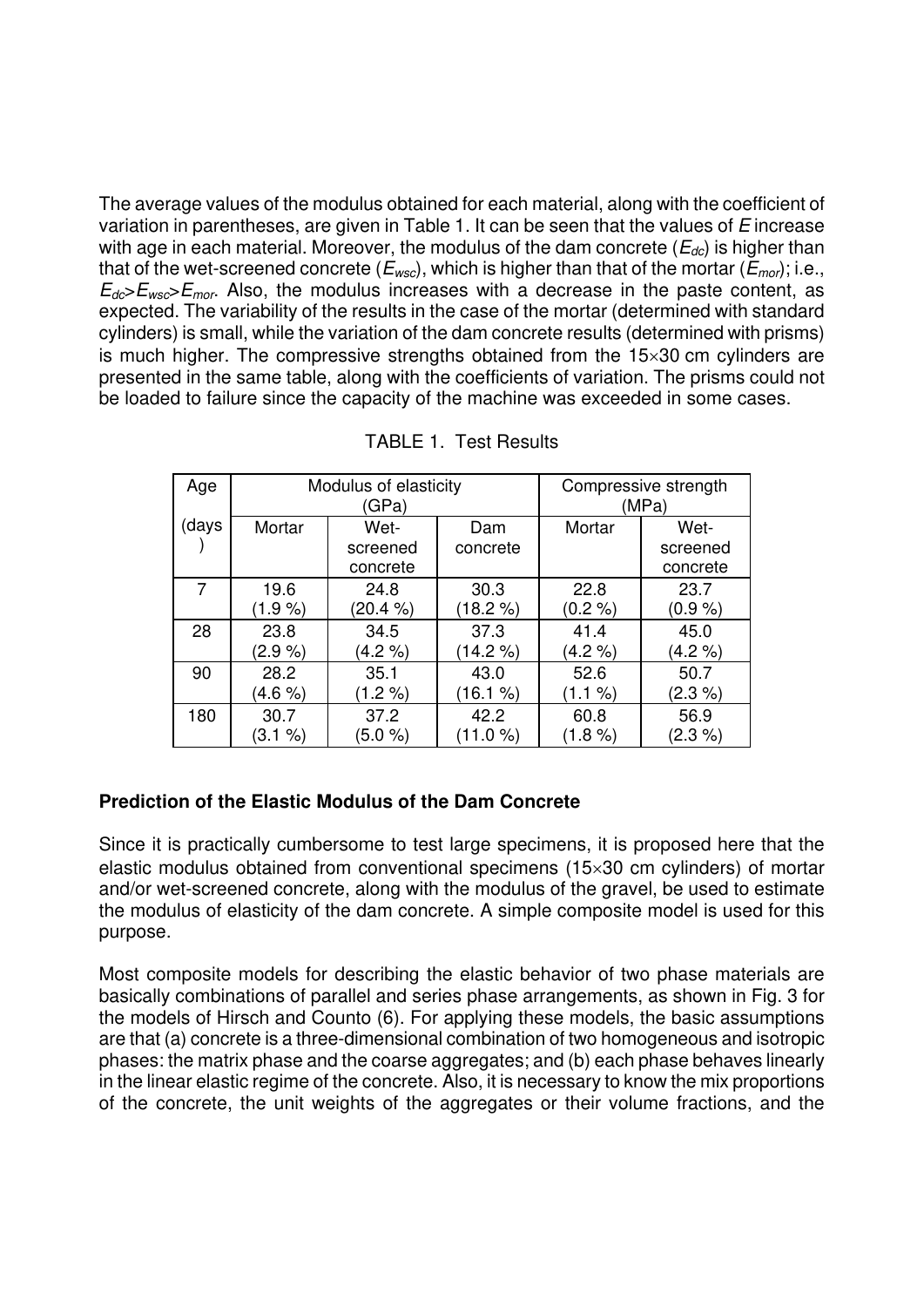The average values of the modulus obtained for each material, along with the coefficient of variation in parentheses, are given in Table 1. It can be seen that the values of $E$ increase with age in each material. Moreover, the modulus of the dam concrete ($E_{dc}$) is higher than that of the wet-screened concrete ($E_{wsc}$), which is higher than that of the mortar ($E_{mor}$); i.e., $E_{dc}>E_{wsc}>E_{mor}$. Also, the modulus increases with a decrease in the paste content, as expected. The variability of the results in the case of the mortar (determined with standard cylinders) is small, while the variation of the dam concrete results (determined with prisms) is much higher. The compressive strengths obtained from the 15×30 cm cylinders are presented in the same table, along with the coefficients of variation. The prisms could not be loaded to failure since the capacity of the machine was exceeded in some cases.

TABLE 1. Test Results

| Age | Modulus of elasticity (GPa) | | | Compressive strength (MPa) | |
|---|---|---|---|---|---|
| (days) | Mortar | Wet-screened concrete | Dam concrete | Mortar | Wet-screened concrete |
| 7 | 19.6 (1.9 %) | 24.8 (20.4 %) | 30.3 (18.2 %) | 22.8 (0.2 %) | 23.7 (0.9 %) |
| 28 | 23.8 (2.9 %) | 34.5 (4.2 %) | 37.3 (14.2 %) | 41.4 (4.2 %) | 45.0 (4.2 %) |
| 90 | 28.2 (4.6 %) | 35.1 (1.2 %) | 43.0 (16.1 %) | 52.6 (1.1 %) | 50.7 (2.3 %) |
| 180 | 30.7 (3.1 %) | 37.2 (5.0 %) | 42.2 (11.0 %) | 60.8 (1.8 %) | 56.9 (2.3 %) |

**Prediction of the Elastic Modulus of the Dam Concrete**

Since it is practically cumbersome to test large specimens, it is proposed here that the elastic modulus obtained from conventional specimens (15×30 cm cylinders) of mortar and/or wet-screened concrete, along with the modulus of the gravel, be used to estimate the modulus of elasticity of the dam concrete. A simple composite model is used for this purpose.

Most composite models for describing the elastic behavior of two phase materials are basically combinations of parallel and series phase arrangements, as shown in Fig. 3 for the models of Hirsch and Counto (6). For applying these models, the basic assumptions are that (a) concrete is a three-dimensional combination of two homogeneous and isotropic phases: the matrix phase and the coarse aggregates; and (b) each phase behaves linearly in the linear elastic regime of the concrete. Also, it is necessary to know the mix proportions of the concrete, the unit weights of the aggregates or their volume fractions, and the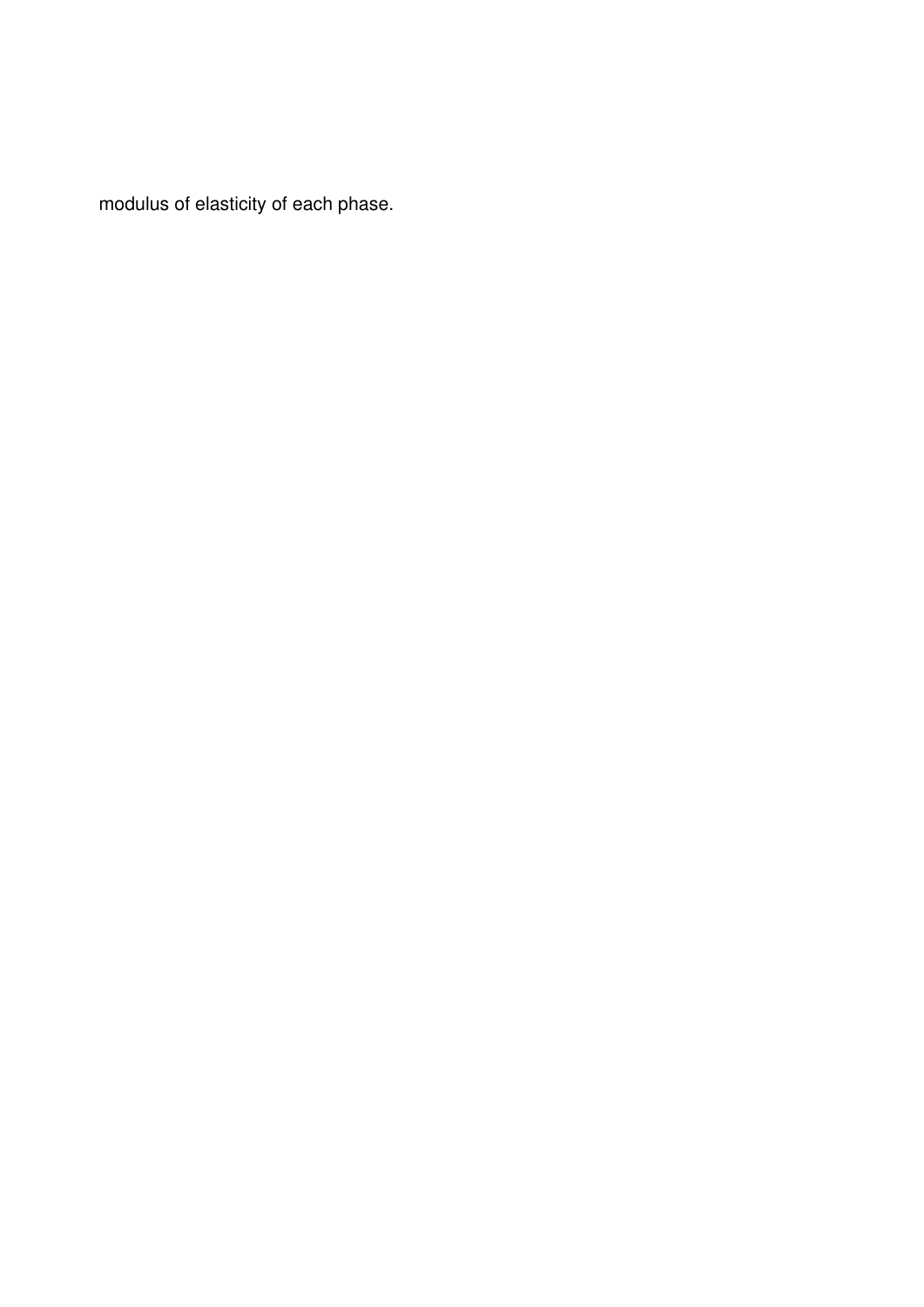modulus of elasticity of each phase.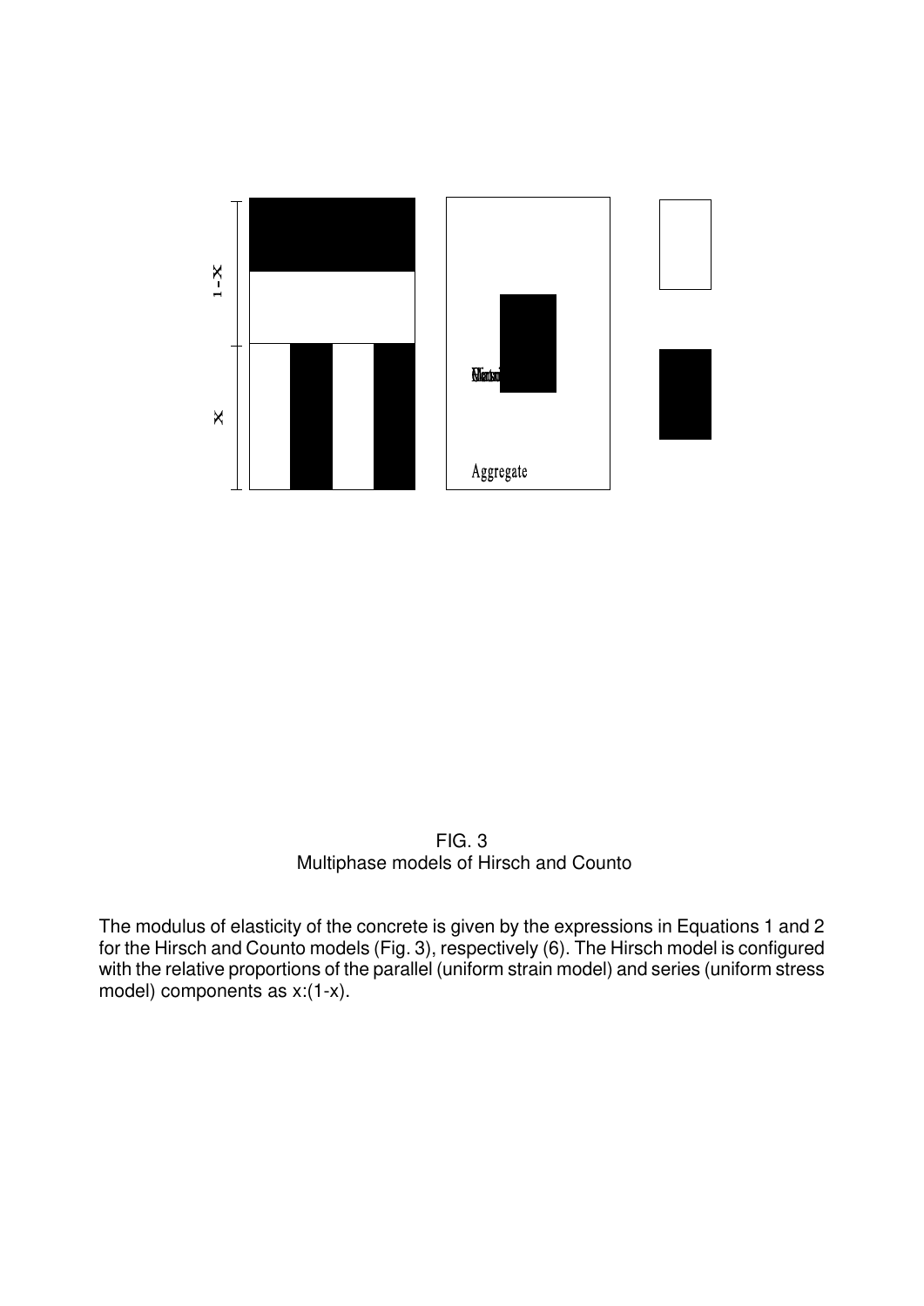FIG. 3
Multiphase models of Hirsch and Counto

The modulus of elasticity of the concrete is given by the expressions in Equations 1 and 2 for the Hirsch and Counto models (Fig. 3), respectively (6). The Hirsch model is configured with the relative proportions of the parallel (uniform strain model) and series (uniform stress model) components as x:(1-x).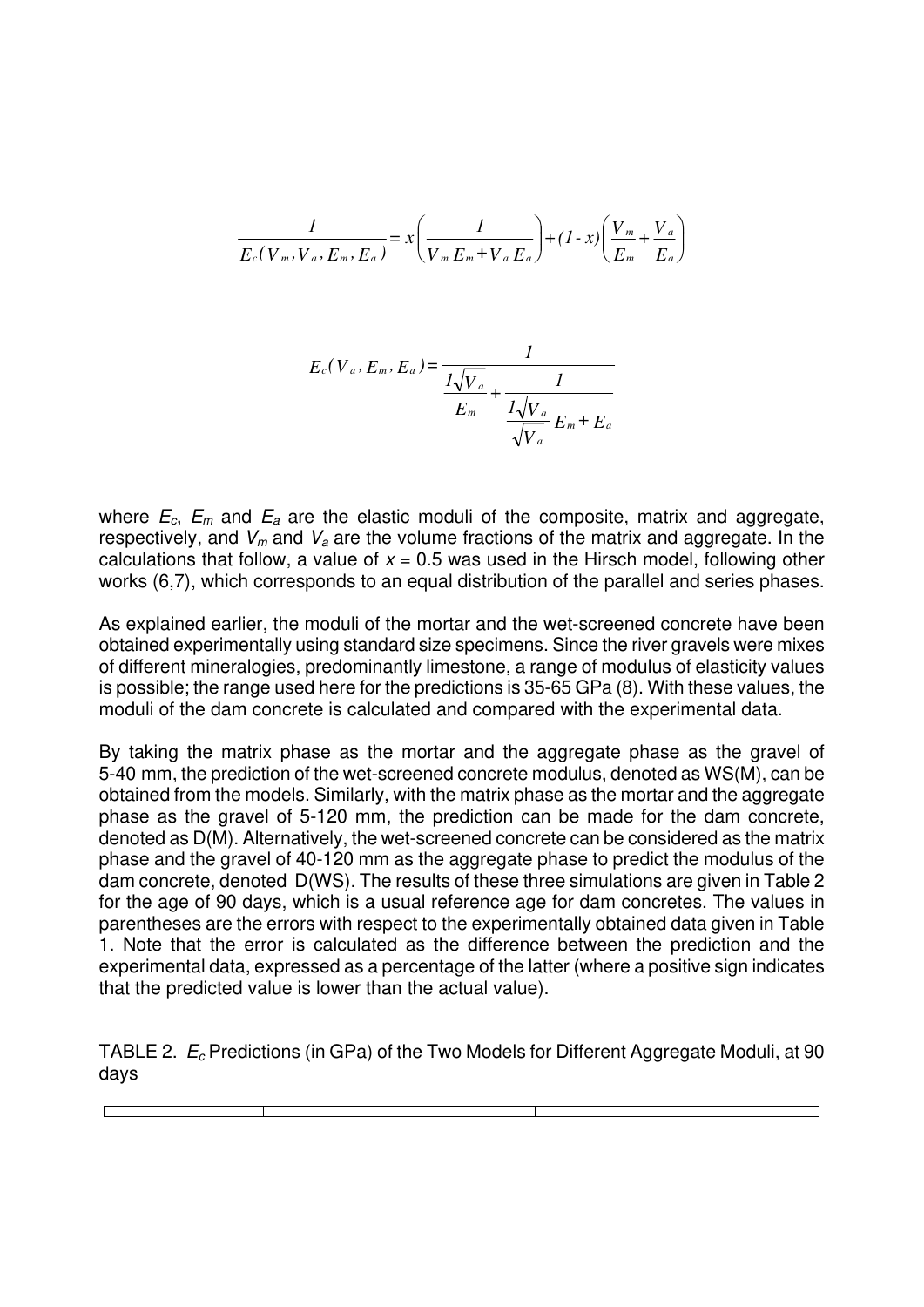$$\frac{1}{E_c(V_m, V_a, E_m, E_a)} = x\left(\frac{1}{V_m E_m + V_a E_a}\right) + (1-x)\left(\frac{V_m}{E_m} + \frac{V_a}{E_a}\right)$$

$$E_c(V_a, E_m, E_a) = \frac{1}{\dfrac{1\sqrt{V_a}}{E_m} + \dfrac{1}{\dfrac{1\sqrt{V_a}}{\sqrt{V_a}} E_m + E_a}}$$

where $E_c$, $E_m$ and $E_a$ are the elastic moduli of the composite, matrix and aggregate, respectively, and $V_m$ and $V_a$ are the volume fractions of the matrix and aggregate. In the calculations that follow, a value of $x = 0.5$ was used in the Hirsch model, following other works (6,7), which corresponds to an equal distribution of the parallel and series phases.

As explained earlier, the moduli of the mortar and the wet-screened concrete have been obtained experimentally using standard size specimens. Since the river gravels were mixes of different mineralogies, predominantly limestone, a range of modulus of elasticity values is possible; the range used here for the predictions is 35-65 GPa (8). With these values, the moduli of the dam concrete is calculated and compared with the experimental data.

By taking the matrix phase as the mortar and the aggregate phase as the gravel of 5-40 mm, the prediction of the wet-screened concrete modulus, denoted as WS(M), can be obtained from the models. Similarly, with the matrix phase as the mortar and the aggregate phase as the gravel of 5-120 mm, the prediction can be made for the dam concrete, denoted as D(M). Alternatively, the wet-screened concrete can be considered as the matrix phase and the gravel of 40-120 mm as the aggregate phase to predict the modulus of the dam concrete, denoted D(WS). The results of these three simulations are given in Table 2 for the age of 90 days, which is a usual reference age for dam concretes. The values in parentheses are the errors with respect to the experimentally obtained data given in Table 1. Note that the error is calculated as the difference between the prediction and the experimental data, expressed as a percentage of the latter (where a positive sign indicates that the predicted value is lower than the actual value).

TABLE 2. $E_c$ Predictions (in GPa) of the Two Models for Different Aggregate Moduli, at 90 days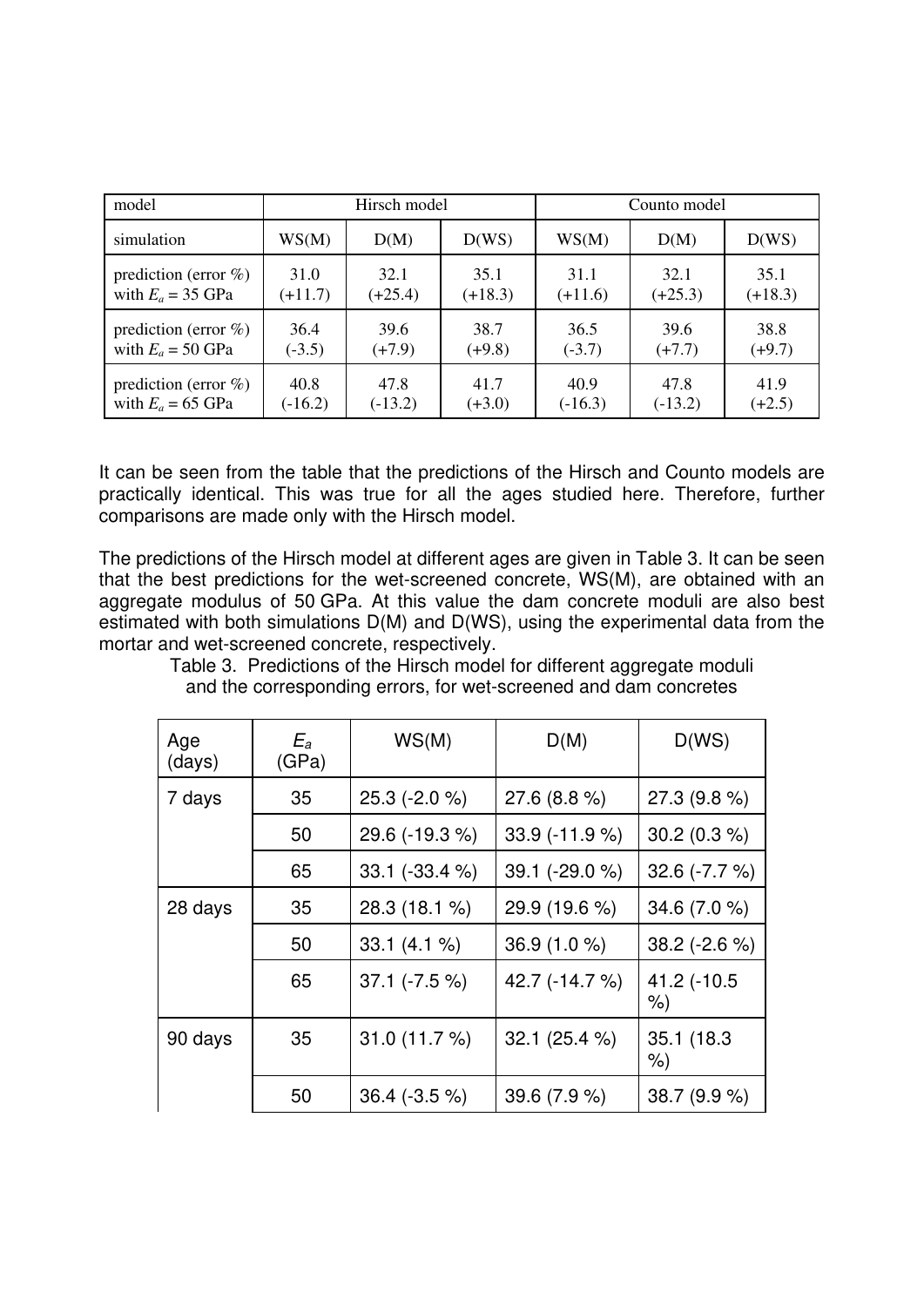| model | Hirsch model | | | Counto model | | |
|---|---|---|---|---|---|---|
| simulation | WS(M) | D(M) | D(WS) | WS(M) | D(M) | D(WS) |
| prediction (error %) with $E_a$ = 35 GPa | 31.0 (+11.7) | 32.1 (+25.4) | 35.1 (+18.3) | 31.1 (+11.6) | 32.1 (+25.3) | 35.1 (+18.3) |
| prediction (error %) with $E_a$ = 50 GPa | 36.4 (-3.5) | 39.6 (+7.9) | 38.7 (+9.8) | 36.5 (-3.7) | 39.6 (+7.7) | 38.8 (+9.7) |
| prediction (error %) with $E_a$ = 65 GPa | 40.8 (-16.2) | 47.8 (-13.2) | 41.7 (+3.0) | 40.9 (-16.3) | 47.8 (-13.2) | 41.9 (+2.5) |

It can be seen from the table that the predictions of the Hirsch and Counto models are practically identical. This was true for all the ages studied here. Therefore, further comparisons are made only with the Hirsch model.

The predictions of the Hirsch model at different ages are given in Table 3. It can be seen that the best predictions for the wet-screened concrete, WS(M), are obtained with an aggregate modulus of 50 GPa. At this value the dam concrete moduli are also best estimated with both simulations D(M) and D(WS), using the experimental data from the mortar and wet-screened concrete, respectively.

Table 3. Predictions of the Hirsch model for different aggregate moduli and the corresponding errors, for wet-screened and dam concretes

| Age (days) | $E_a$ (GPa) | WS(M) | D(M) | D(WS) |
|---|---|---|---|---|
| 7 days | 35 | 25.3 (-2.0 %) | 27.6 (8.8 %) | 27.3 (9.8 %) |
| | 50 | 29.6 (-19.3 %) | 33.9 (-11.9 %) | 30.2 (0.3 %) |
| | 65 | 33.1 (-33.4 %) | 39.1 (-29.0 %) | 32.6 (-7.7 %) |
| 28 days | 35 | 28.3 (18.1 %) | 29.9 (19.6 %) | 34.6 (7.0 %) |
| | 50 | 33.1 (4.1 %) | 36.9 (1.0 %) | 38.2 (-2.6 %) |
| | 65 | 37.1 (-7.5 %) | 42.7 (-14.7 %) | 41.2 (-10.5 %) |
| 90 days | 35 | 31.0 (11.7 %) | 32.1 (25.4 %) | 35.1 (18.3 %) |
| | 50 | 36.4 (-3.5 %) | 39.6 (7.9 %) | 38.7 (9.9 %) |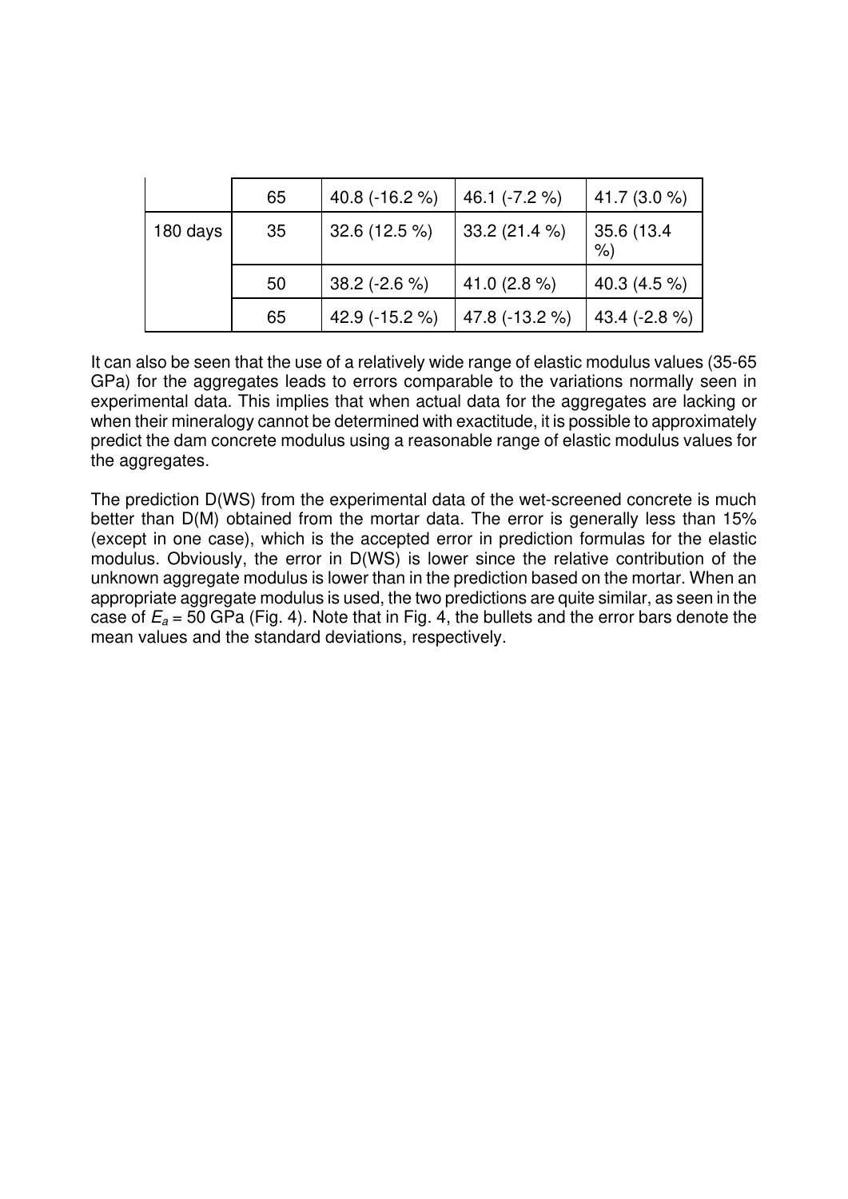| | | | | |
|---|---|---|---|---|
| | 65 | 40.8 (-16.2 %) | 46.1 (-7.2 %) | 41.7 (3.0 %) |
| 180 days | 35 | 32.6 (12.5 %) | 33.2 (21.4 %) | 35.6 (13.4 %) |
| | 50 | 38.2 (-2.6 %) | 41.0 (2.8 %) | 40.3 (4.5 %) |
| | 65 | 42.9 (-15.2 %) | 47.8 (-13.2 %) | 43.4 (-2.8 %) |

It can also be seen that the use of a relatively wide range of elastic modulus values (35-65 GPa) for the aggregates leads to errors comparable to the variations normally seen in experimental data. This implies that when actual data for the aggregates are lacking or when their mineralogy cannot be determined with exactitude, it is possible to approximately predict the dam concrete modulus using a reasonable range of elastic modulus values for the aggregates.

The prediction D(WS) from the experimental data of the wet-screened concrete is much better than D(M) obtained from the mortar data. The error is generally less than 15% (except in one case), which is the accepted error in prediction formulas for the elastic modulus. Obviously, the error in D(WS) is lower since the relative contribution of the unknown aggregate modulus is lower than in the prediction based on the mortar. When an appropriate aggregate modulus is used, the two predictions are quite similar, as seen in the case of $E_a$ = 50 GPa (Fig. 4). Note that in Fig. 4, the bullets and the error bars denote the mean values and the standard deviations, respectively.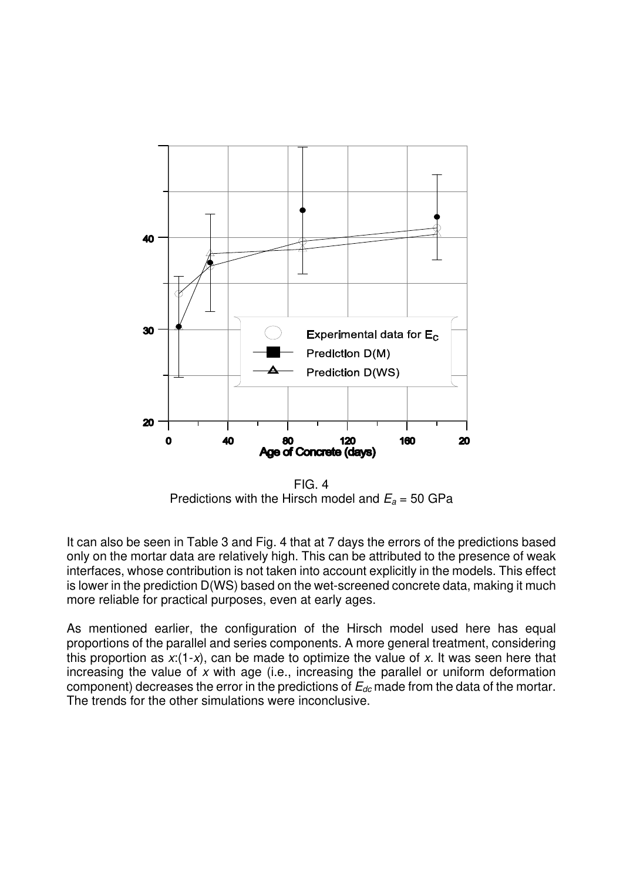FIG. 4
Predictions with the Hirsch model and $E_a$ = 50 GPa

It can also be seen in Table 3 and Fig. 4 that at 7 days the errors of the predictions based only on the mortar data are relatively high. This can be attributed to the presence of weak interfaces, whose contribution is not taken into account explicitly in the models. This effect is lower in the prediction D(WS) based on the wet-screened concrete data, making it much more reliable for practical purposes, even at early ages.

As mentioned earlier, the configuration of the Hirsch model used here has equal proportions of the parallel and series components. A more general treatment, considering this proportion as $x$:(1-$x$), can be made to optimize the value of $x$. It was seen here that increasing the value of $x$ with age (i.e., increasing the parallel or uniform deformation component) decreases the error in the predictions of $E_{dc}$ made from the data of the mortar. The trends for the other simulations were inconclusive.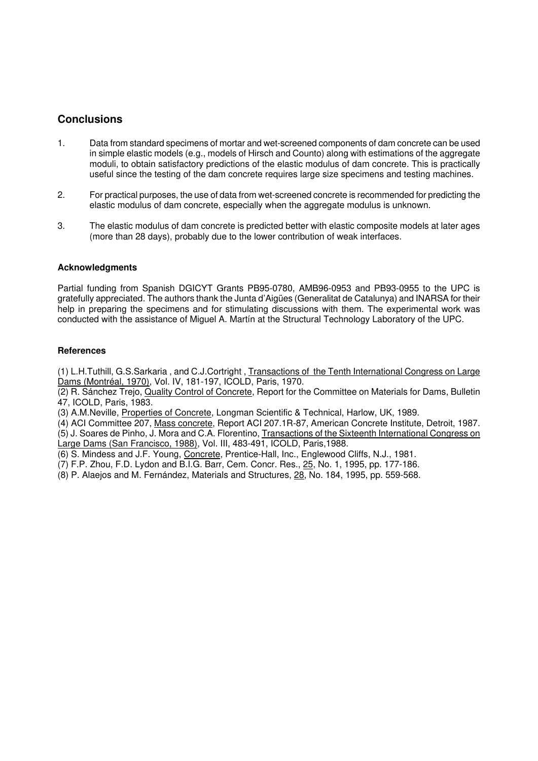## Conclusions

1. Data from standard specimens of mortar and wet-screened components of dam concrete can be used in simple elastic models (e.g., models of Hirsch and Counto) along with estimations of the aggregate moduli, to obtain satisfactory predictions of the elastic modulus of dam concrete. This is practically useful since the testing of the dam concrete requires large size specimens and testing machines.

2. For practical purposes, the use of data from wet-screened concrete is recommended for predicting the elastic modulus of dam concrete, especially when the aggregate modulus is unknown.

3. The elastic modulus of dam concrete is predicted better with elastic composite models at later ages (more than 28 days), probably due to the lower contribution of weak interfaces.

### Acknowledgments

Partial funding from Spanish DGICYT Grants PB95-0780, AMB96-0953 and PB93-0955 to the UPC is gratefully appreciated. The authors thank the Junta d'Aigües (Generalitat de Catalunya) and INARSA for their help in preparing the specimens and for stimulating discussions with them. The experimental work was conducted with the assistance of Miguel A. Martín at the Structural Technology Laboratory of the UPC.

### References

(1) L.H.Tuthill, G.S.Sarkaria , and C.J.Cortright , Transactions of the Tenth International Congress on Large Dams (Montréal, 1970), Vol. IV, 181-197, ICOLD, Paris, 1970.

(2) R. Sánchez Trejo, Quality Control of Concrete, Report for the Committee on Materials for Dams, Bulletin 47, ICOLD, Paris, 1983.

(3) A.M.Neville, Properties of Concrete, Longman Scientific & Technical, Harlow, UK, 1989.

(4) ACI Committee 207, Mass concrete, Report ACI 207.1R-87, American Concrete Institute, Detroit, 1987.

(5) J. Soares de Pinho, J. Mora and C.A. Florentino, Transactions of the Sixteenth International Congress on Large Dams (San Francisco, 1988), Vol. III, 483-491, ICOLD, Paris,1988.

(6) S. Mindess and J.F. Young, Concrete, Prentice-Hall, Inc., Englewood Cliffs, N.J., 1981.

(7) F.P. Zhou, F.D. Lydon and B.I.G. Barr, Cem. Concr. Res., 25, No. 1, 1995, pp. 177-186.

(8) P. Alaejos and M. Fernández, Materials and Structures, 28, No. 184, 1995, pp. 559-568.